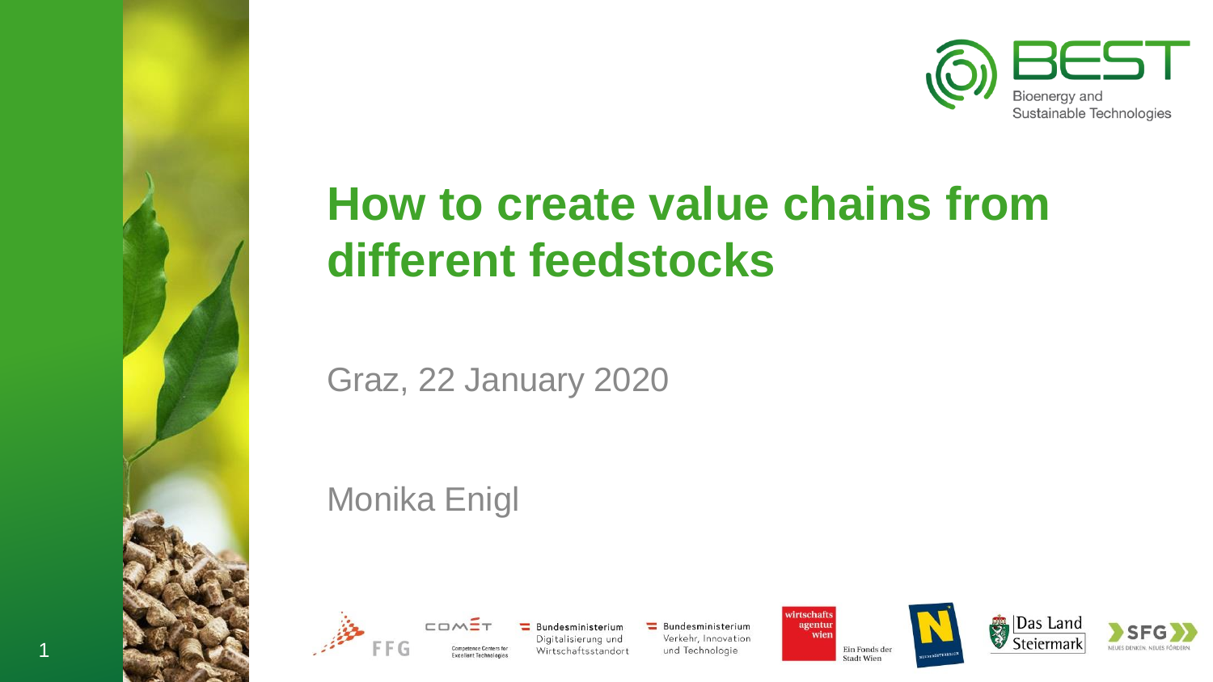BEST
Bioenergy and
Sustainable Technologies

# How to create value chains from different feedstocks

Graz, 22 January 2020

Monika Enigl

FFG

COMET
Competence Centers for Excellent Technologies

Bundesministerium
Digitalisierung und
Wirtschaftsstandort

Bundesministerium
Verkehr, Innovation
und Technologie

wirtschafts agentur wien
Ein Fonds der Stadt Wien

Das Land Steiermark

SFG
NEUES DENKEN. NEUES FÖRDERN.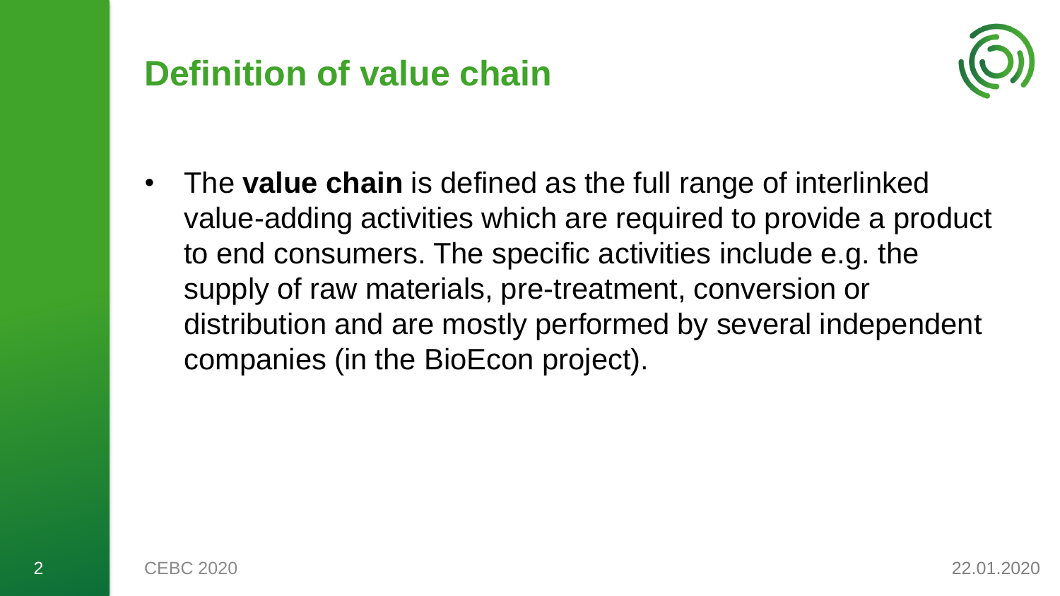# Definition of value chain

- The **value chain** is defined as the full range of interlinked value-adding activities which are required to provide a product to end consumers. The specific activities include e.g. the supply of raw materials, pre-treatment, conversion or distribution and are mostly performed by several independent companies (in the BioEcon project).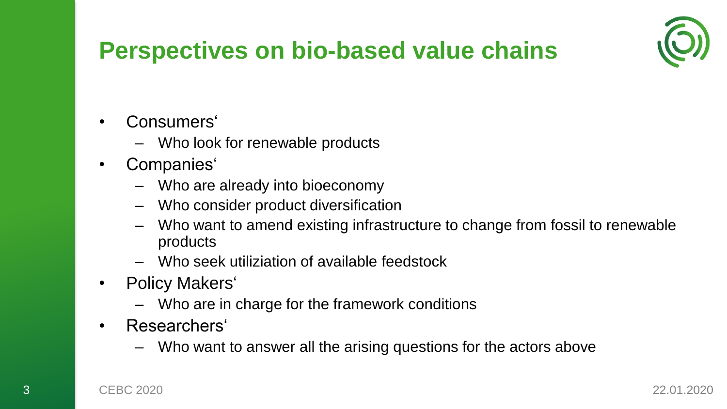# Perspectives on bio-based value chains

- Consumers‘
  - Who look for renewable products
- Companies‘
  - Who are already into bioeconomy
  - Who consider product diversification
  - Who want to amend existing infrastructure to change from fossil to renewable products
  - Who seek utiliziation of available feedstock
- Policy Makers‘
  - Who are in charge for the framework conditions
- Researchers‘
  - Who want to answer all the arising questions for the actors above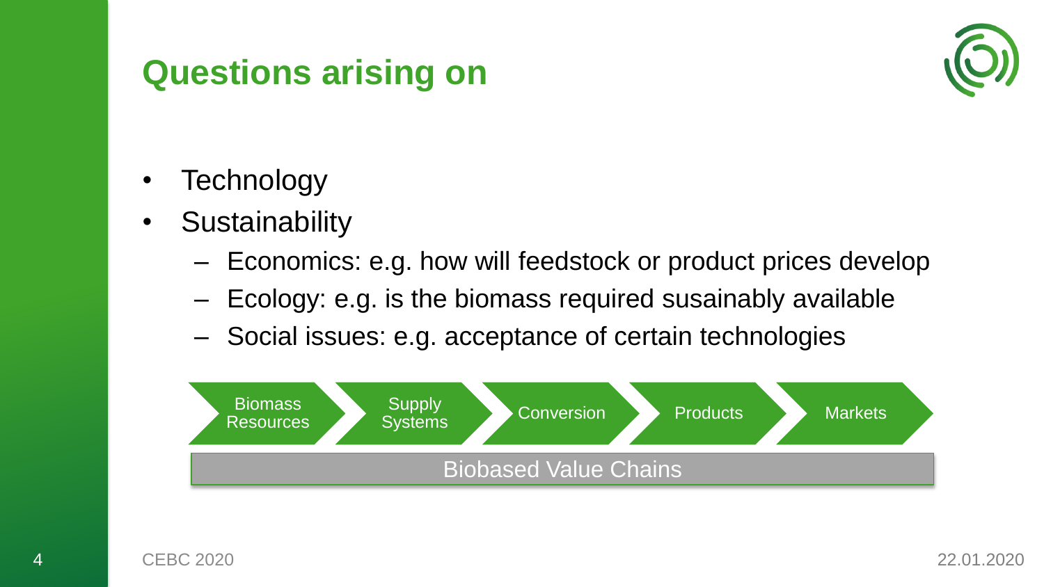# Questions arising on

- Technology
- Sustainability
  - Economics: e.g. how will feedstock or product prices develop
  - Ecology: e.g. is the biomass required susainably available
  - Social issues: e.g. acceptance of certain technologies

Biomass Resources → Supply Systems → Conversion → Products → Markets

Biobased Value Chains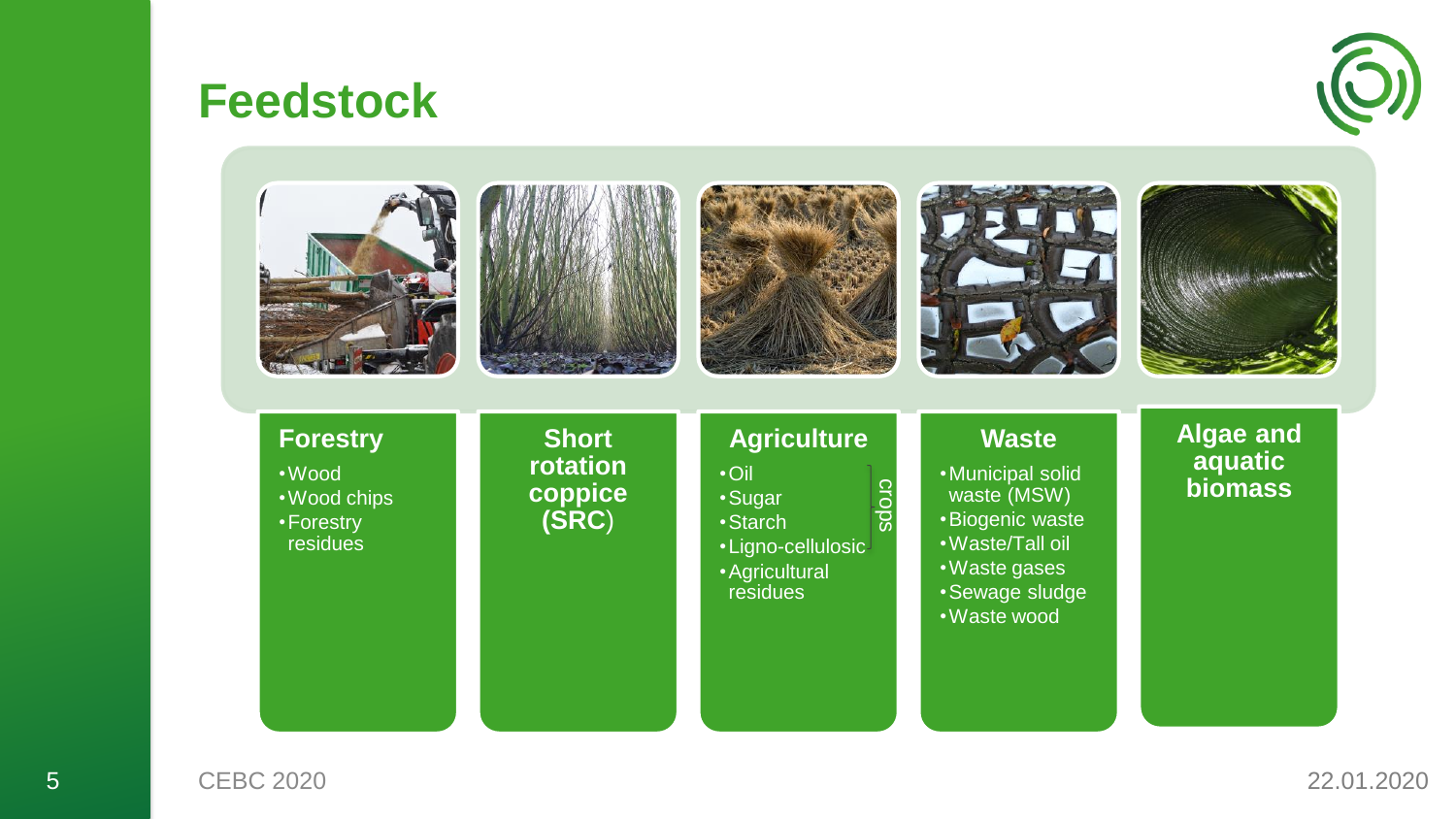# Feedstock

### Forestry

- Wood
- Wood chips
- Forestry residues

### Short rotation coppice (SRC)

### Agriculture

- Oil
- Sugar
- Starch
- Ligno-cellulosic
- Agricultural residues

(Oil, Sugar, Starch, Ligno-cellulosic: crops)

### Waste

- Municipal solid waste (MSW)
- Biogenic waste
- Waste/Tall oil
- Waste gases
- Sewage sludge
- Waste wood

### Algae and aquatic biomass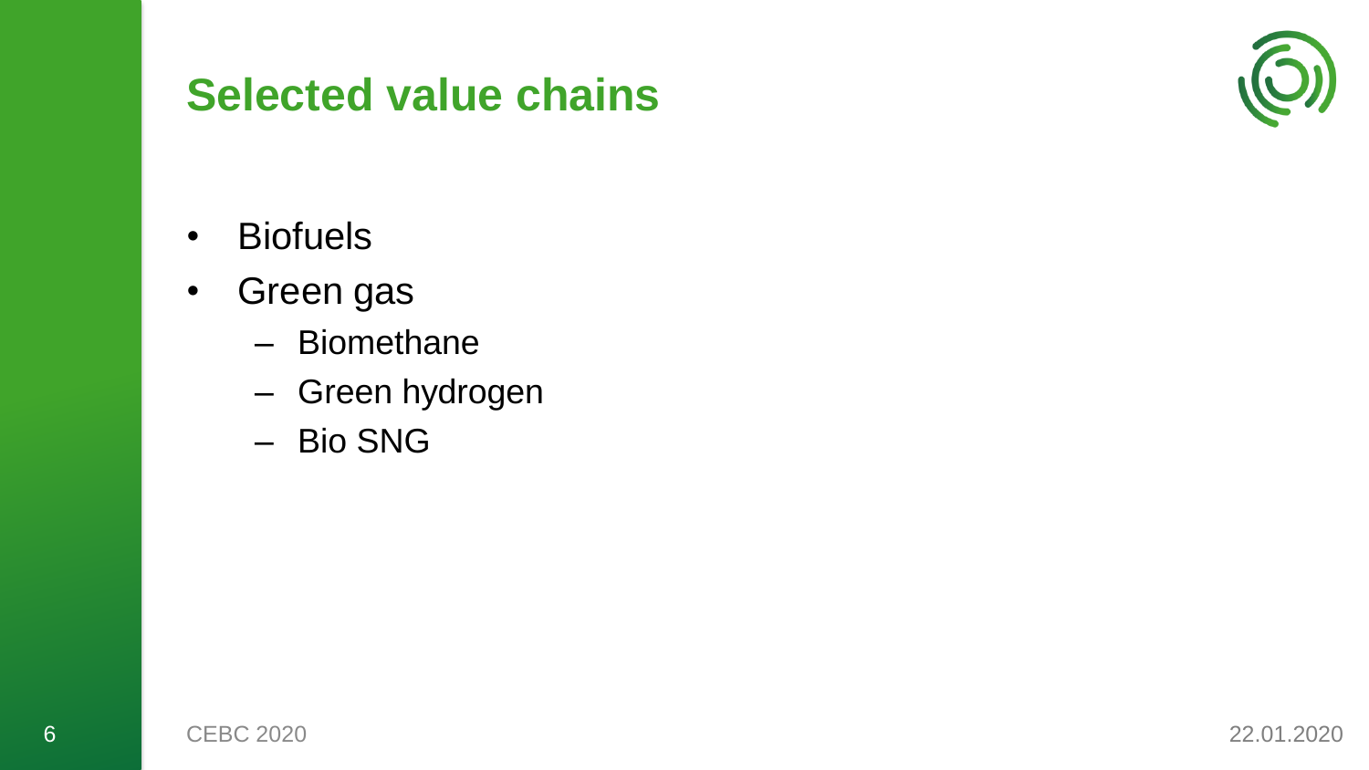# Selected value chains

- Biofuels
- Green gas
  - Biomethane
  - Green hydrogen
  - Bio SNG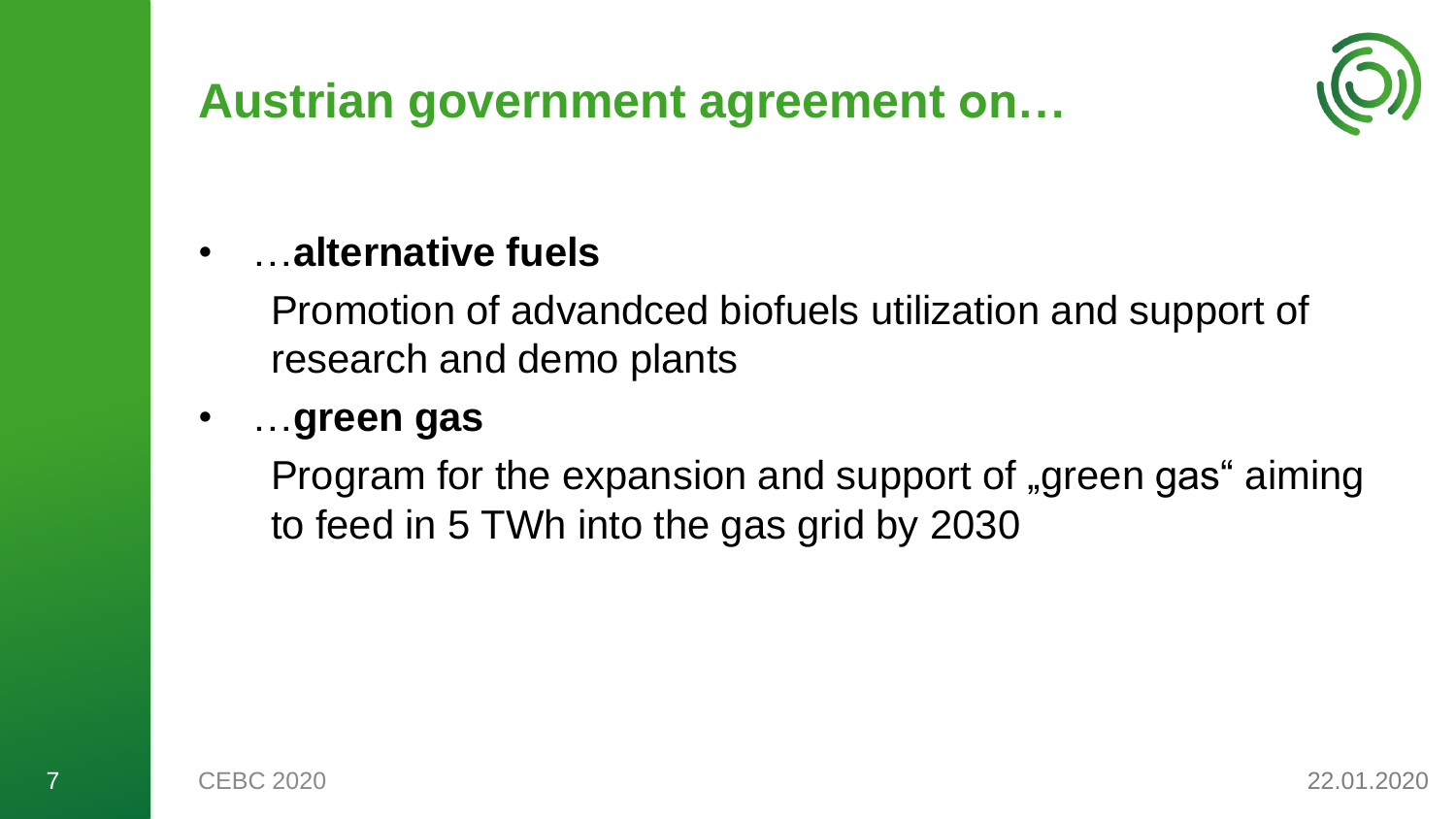# Austrian government agreement on…

- …**alternative fuels**

  Promotion of advandced biofuels utilization and support of research and demo plants

- …**green gas**

  Program for the expansion and support of „green gas“ aiming to feed in 5 TWh into the gas grid by 2030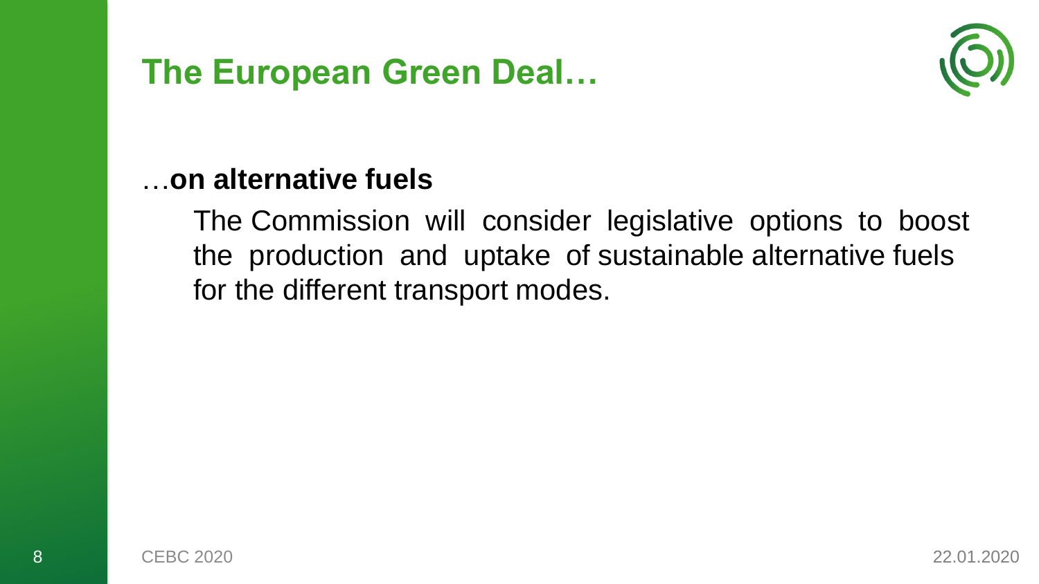## The European Green Deal…

…**on alternative fuels**

The Commission will consider legislative options to boost the production and uptake of sustainable alternative fuels for the different transport modes.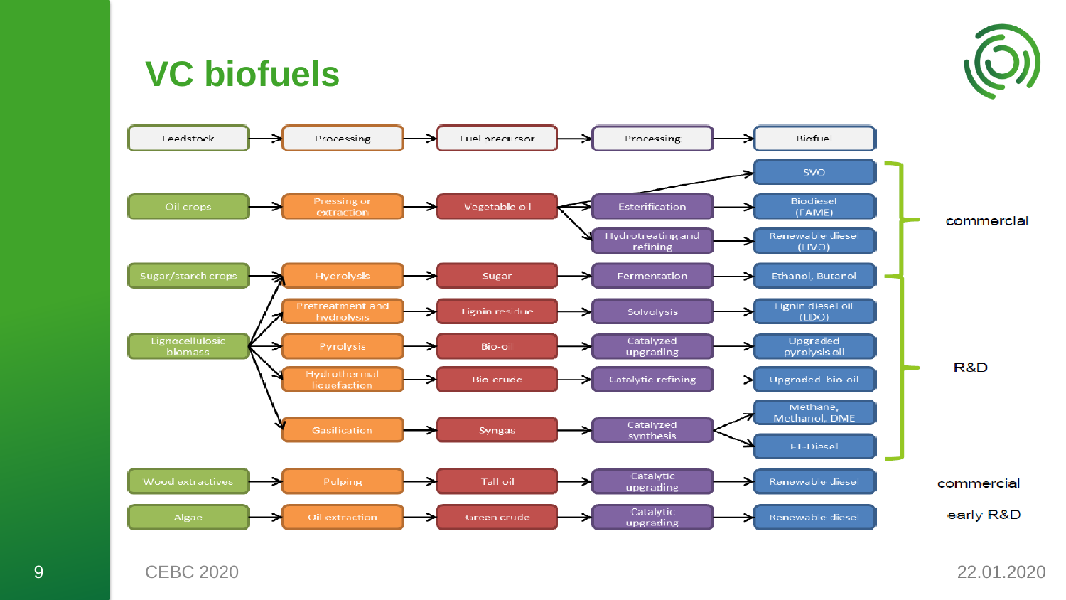# VC biofuels

| Feedstock | Processing | Fuel precursor | Processing | Biofuel | |
|---|---|---|---|---|---|
| | | | | SVO | commercial |
| Oil crops | Pressing or extraction | Vegetable oil | Esterification | Biodiesel (FAME) | commercial |
| | | | Hydrotreating and refining | Renewable diesel (HVO) | commercial |
| Sugar/starch crops | Hydrolysis | Sugar | Fermentation | Ethanol, Butanol | commercial |
| Lignocellulosic biomass | Pretreatment and hydrolysis | Lignin residue | Solvolysis | Lignin diesel oil (LDO) | R&D |
| Lignocellulosic biomass | Pyrolysis | Bio-oil | Catalyzed upgrading | Upgraded pyrolysis oil | R&D |
| Lignocellulosic biomass | Hydrothermal liquefaction | Bio-crude | Catalytic refining | Upgraded bio-oil | R&D |
| Lignocellulosic biomass | Gasification | Syngas | Catalyzed synthesis | Methane, Methanol, DME | R&D |
| | | | | FT-Diesel | R&D |
| Wood extractives | Pulping | Tall oil | Catalytic upgrading | Renewable diesel | commercial |
| Algae | Oil extraction | Green crude | Catalytic upgrading | Renewable diesel | early R&D |

CEBC 2020

22.01.2020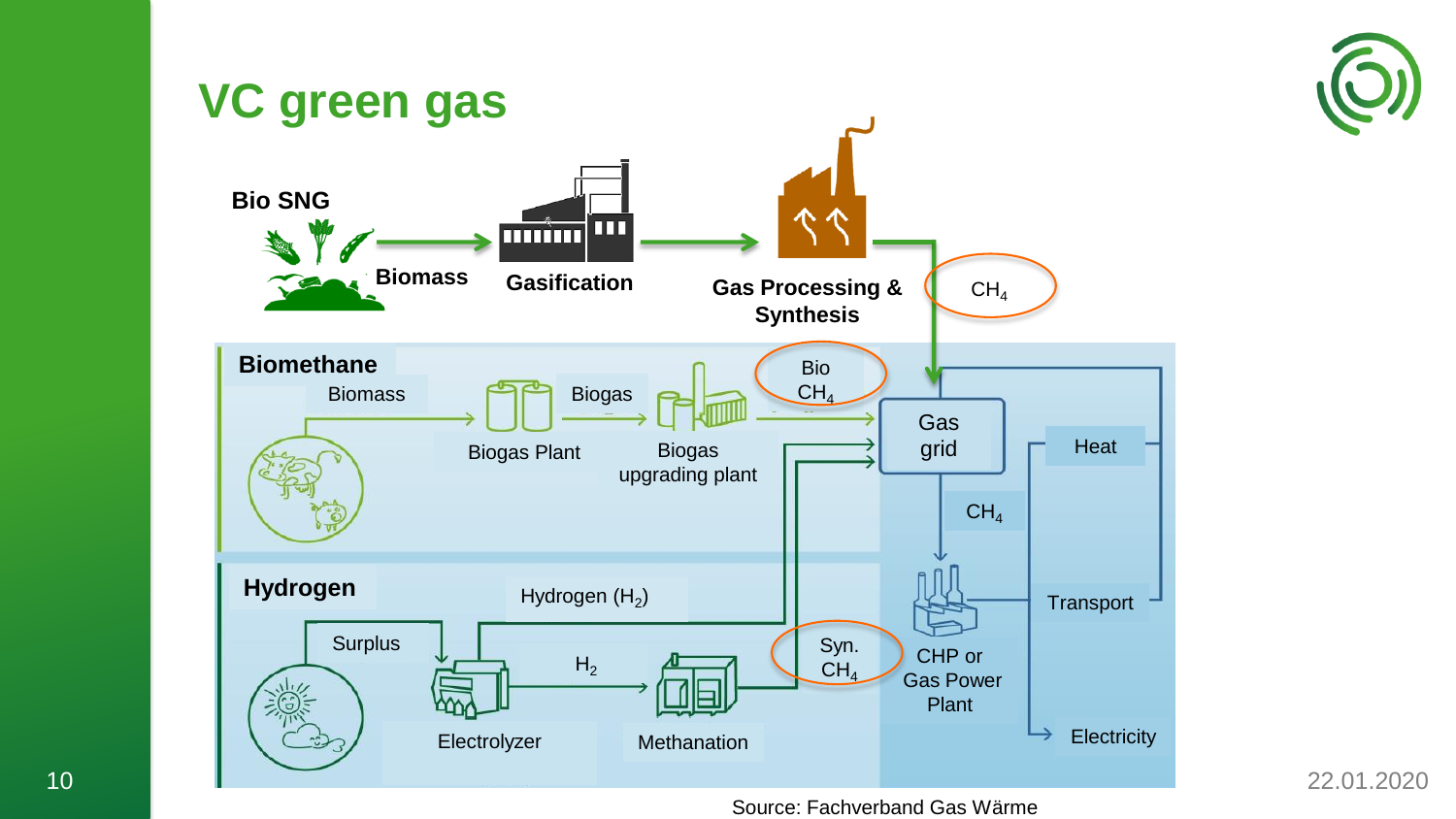# VC green gas

**Bio SNG**

**Biomass** → **Gasification** → **Gas Processing & Synthesis** → $CH_4$

**Biomethane**

Biomass → Biogas Plant → Biogas → Biogas upgrading plant → Bio $CH_4$ → Gas grid

**Hydrogen**

Surplus → Electrolyzer → Hydrogen ($H_2$) → Gas grid

Electrolyzer → $H_2$ → Methanation → Syn. $CH_4$ → Gas grid

Gas grid → $CH_4$ → CHP or Gas Power Plant → Heat, Transport, Electricity

Source: Fachverband Gas Wärme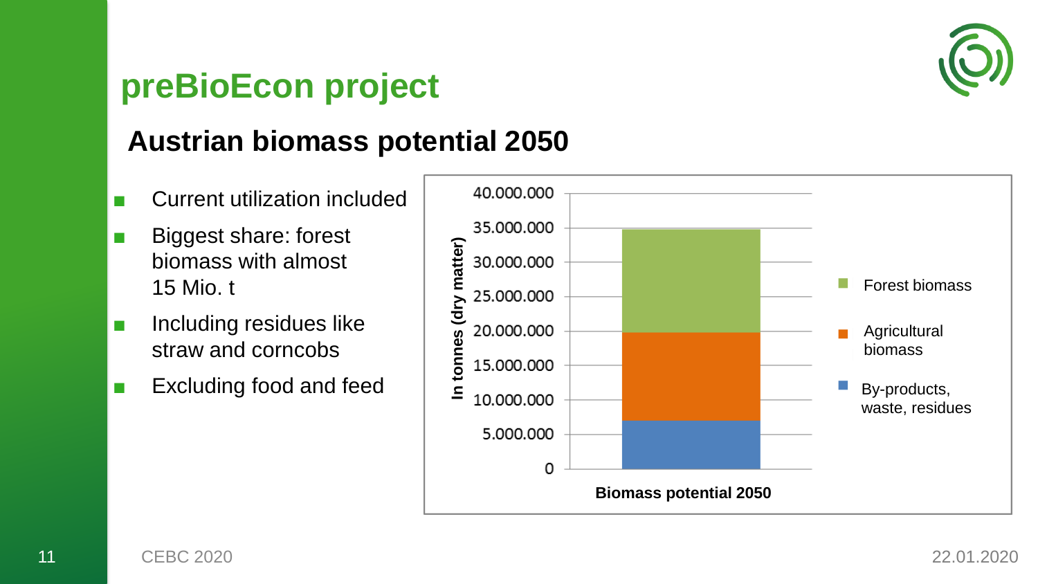# preBioEcon project

## Austrian biomass potential 2050

- Current utilization included
- Biggest share: forest biomass with almost 15 Mio. t
- Including residues like straw and corncobs
- Excluding food and feed

In tonnes (dry matter)

40.000.000
35.000.000
30.000.000
25.000.000
20.000.000
15.000.000
10.000.000
5.000.000
0

Biomass potential 2050

- Forest biomass
- Agricultural biomass
- By-products, waste, residues

CEBC 2020

22.01.2020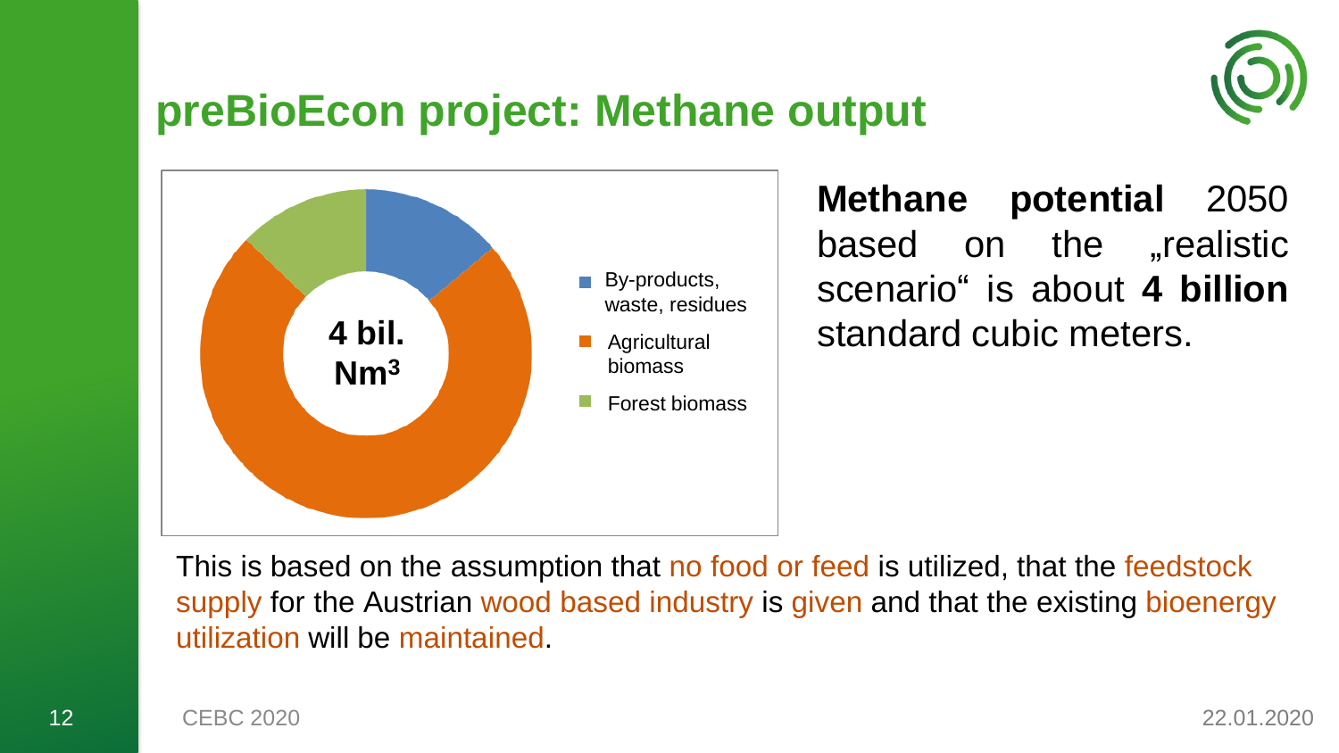# preBioEcon project: Methane output

4 bil. $Nm^3$

- By-products, waste, residues
- Agricultural biomass
- Forest biomass

**Methane potential** 2050 based on the „realistic scenario“ is about **4 billion** standard cubic meters.

This is based on the assumption that no food or feed is utilized, that the feedstock supply for the Austrian wood based industry is given and that the existing bioenergy utilization will be maintained.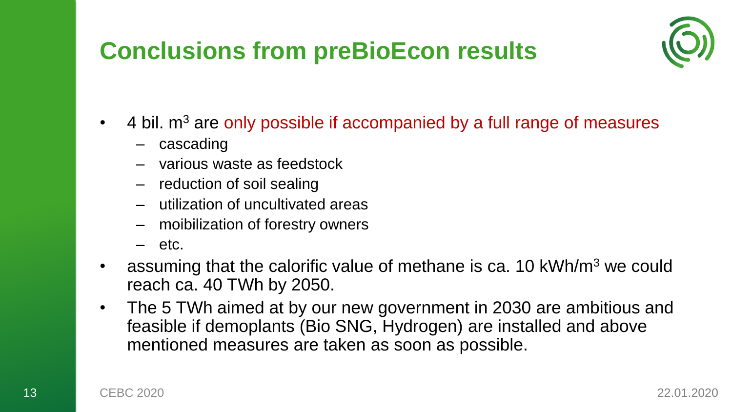# Conclusions from preBioEcon results

- 4 bil. $m^3$ are only possible if accompanied by a full range of measures
  - cascading
  - various waste as feedstock
  - reduction of soil sealing
  - utilization of uncultivated areas
  - moibilization of forestry owners
  - etc.
- assuming that the calorific value of methane is ca. 10 kWh/$m^3$ we could reach ca. 40 TWh by 2050.
- The 5 TWh aimed at by our new government in 2030 are ambitious and feasible if demoplants (Bio SNG, Hydrogen) are installed and above mentioned measures are taken as soon as possible.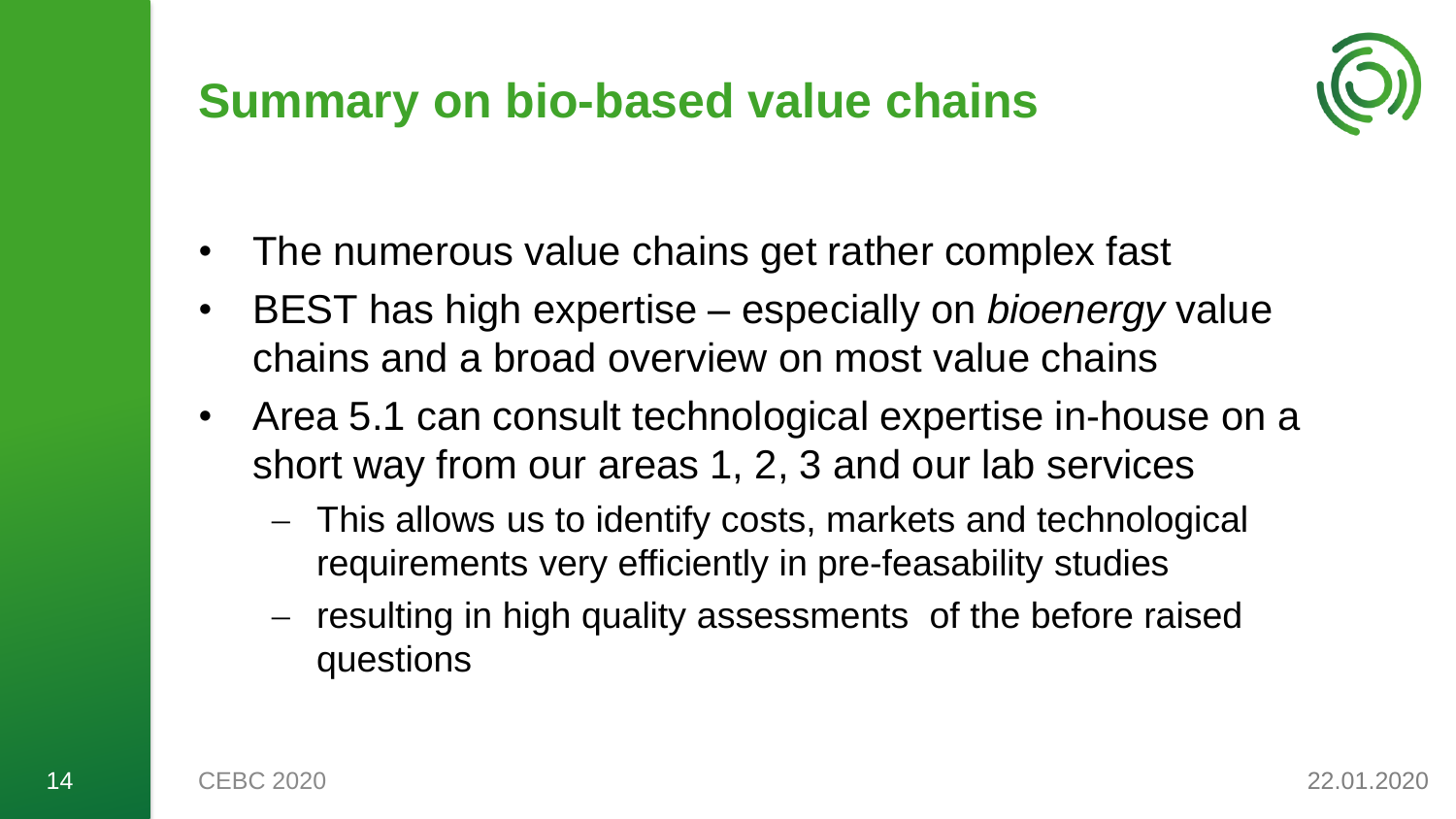# Summary on bio-based value chains

- The numerous value chains get rather complex fast
- BEST has high expertise – especially on *bioenergy* value chains and a broad overview on most value chains
- Area 5.1 can consult technological expertise in-house on a short way from our areas 1, 2, 3 and our lab services
  - This allows us to identify costs, markets and technological requirements very efficiently in pre-feasability studies
  - resulting in high quality assessments of the before raised questions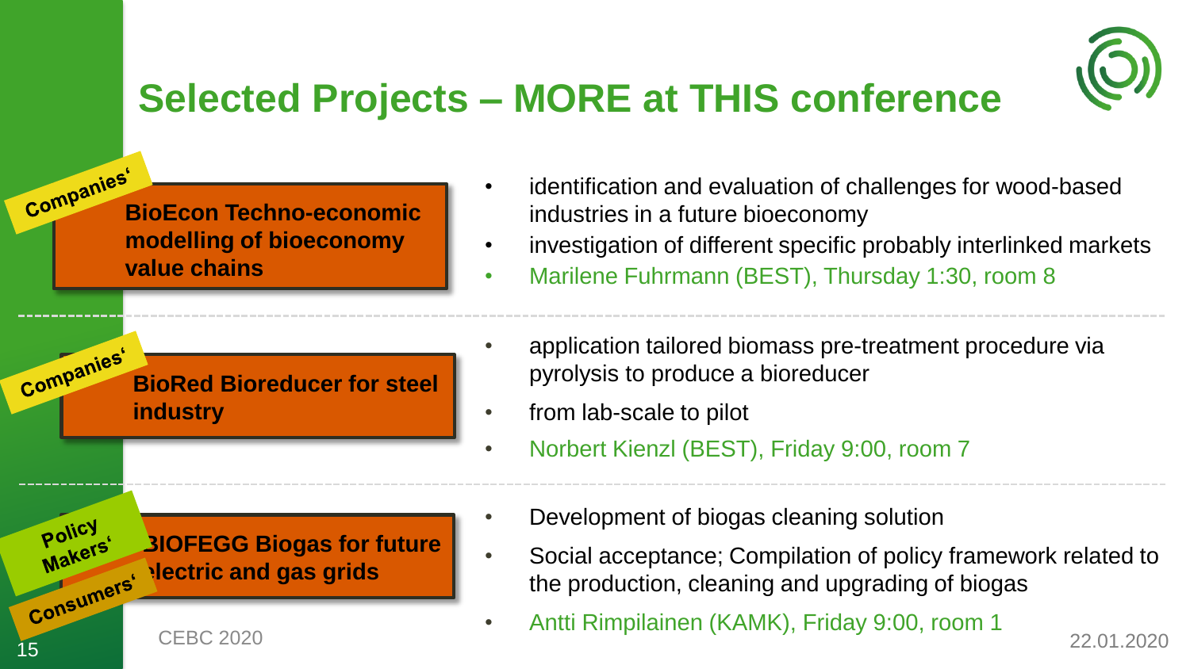# Selected Projects – MORE at THIS conference

Companies'

**BioEcon Techno-economic modelling of bioeconomy value chains**

- identification and evaluation of challenges for wood-based industries in a future bioeconomy
- investigation of different specific probably interlinked markets
- Marilene Fuhrmann (BEST), Thursday 1:30, room 8

Companies'

**BioRed Bioreducer for steel industry**

- application tailored biomass pre-treatment procedure via pyrolysis to produce a bioreducer
- from lab-scale to pilot
- Norbert Kienzl (BEST), Friday 9:00, room 7

Policy Makers'

Consumers'

**BIOFEGG Biogas for future electric and gas grids**

- Development of biogas cleaning solution
- Social acceptance; Compilation of policy framework related to the production, cleaning and upgrading of biogas
- Antti Rimpilainen (KAMK), Friday 9:00, room 1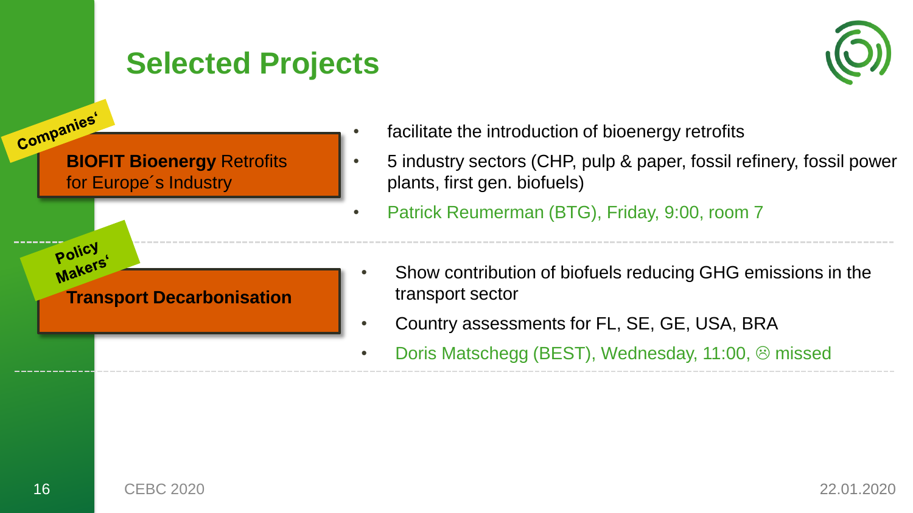# Selected Projects

Companies‘

**BIOFIT Bioenergy** Retrofits for Europe´s Industry

- facilitate the introduction of bioenergy retrofits
- 5 industry sectors (CHP, pulp & paper, fossil refinery, fossil power plants, first gen. biofuels)
- Patrick Reumerman (BTG), Friday, 9:00, room 7

Policy Makers‘

**Transport Decarbonisation**

- Show contribution of biofuels reducing GHG emissions in the transport sector
- Country assessments for FL, SE, GE, USA, BRA
- Doris Matschegg (BEST), Wednesday, 11:00, ☹ missed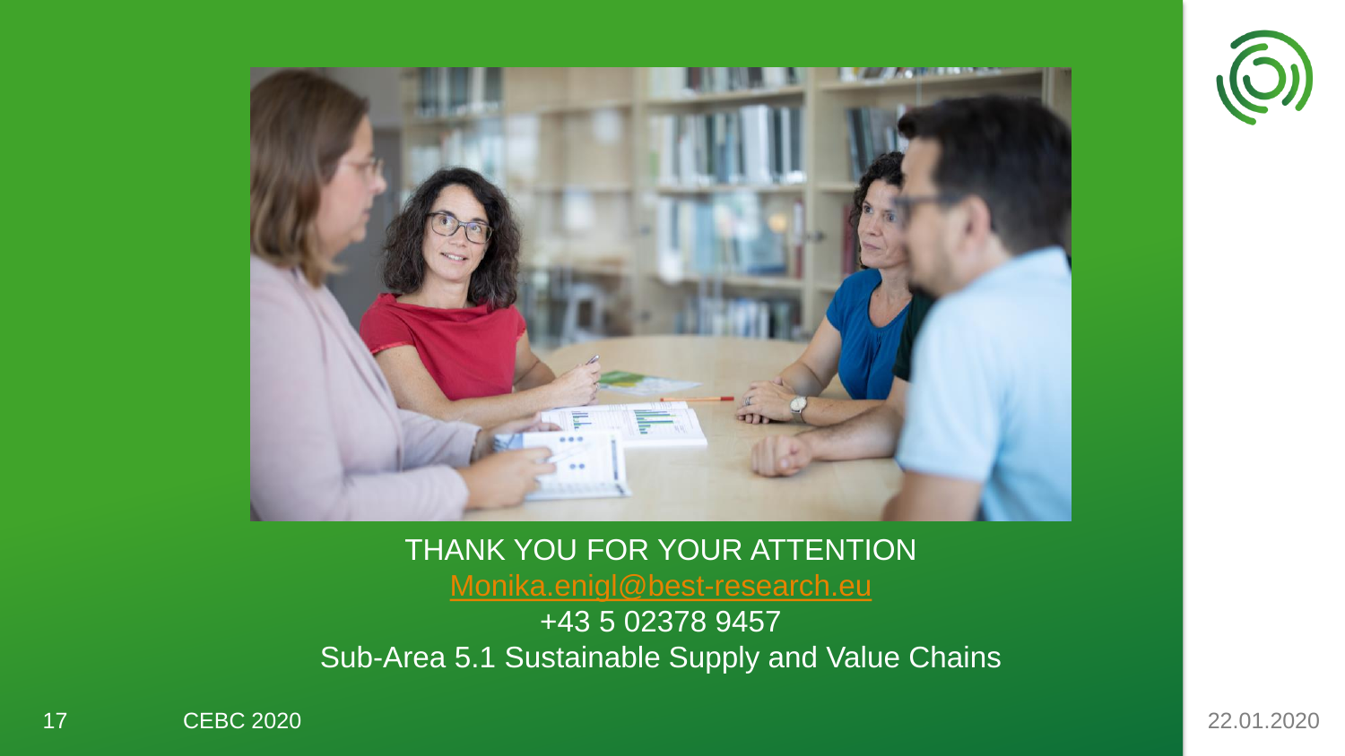THANK YOU FOR YOUR ATTENTION

Monika.enigl@best-research.eu

+43 5 02378 9457

Sub-Area 5.1 Sustainable Supply and Value Chains